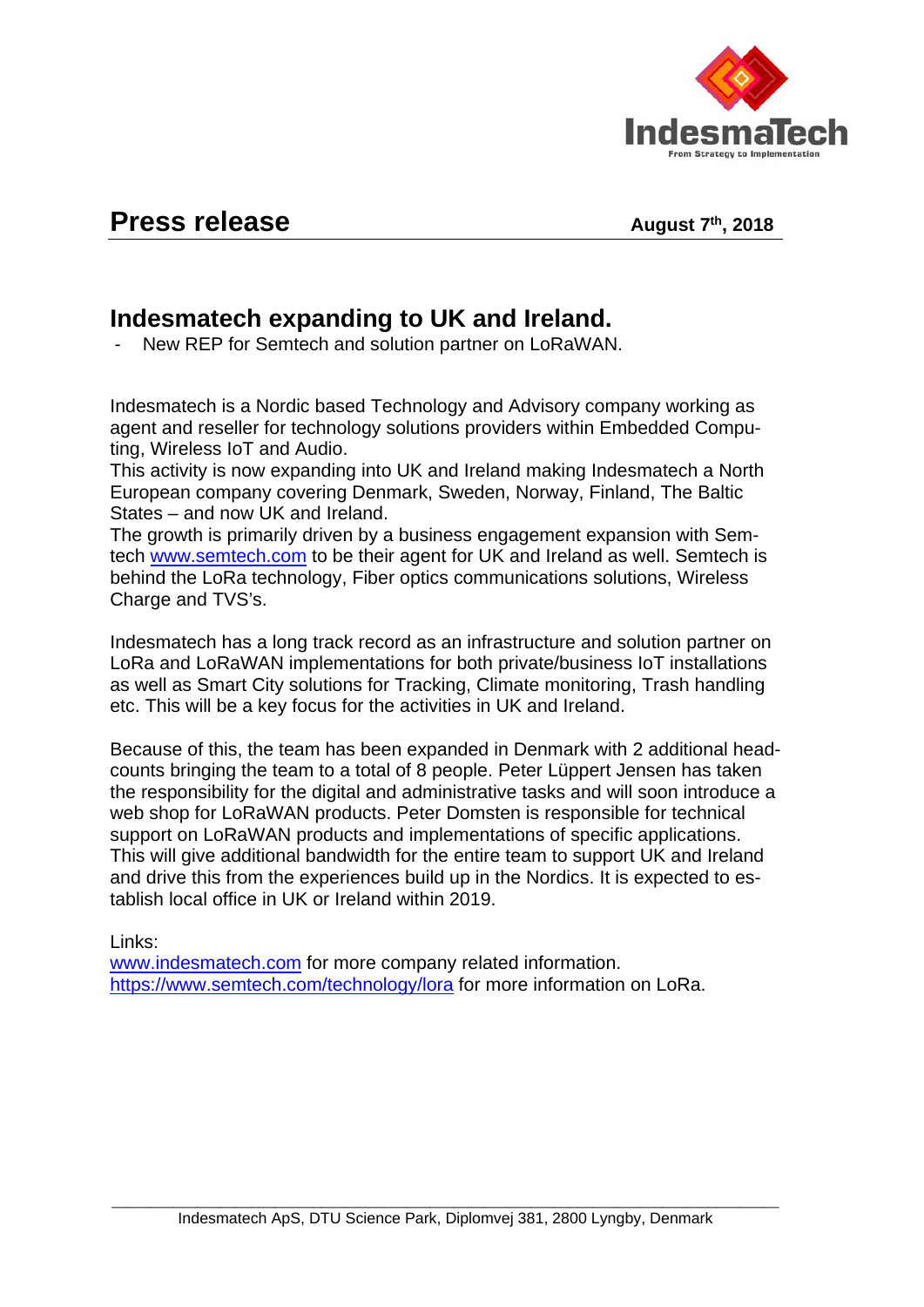IndesmaTech
From Strategy to Implementation

# Press release

**August 7th, 2018**

## Indesmatech expanding to UK and Ireland.

- New REP for Semtech and solution partner on LoRaWAN.

Indesmatech is a Nordic based Technology and Advisory company working as agent and reseller for technology solutions providers within Embedded Computing, Wireless IoT and Audio.
This activity is now expanding into UK and Ireland making Indesmatech a North European company covering Denmark, Sweden, Norway, Finland, The Baltic States – and now UK and Ireland.
The growth is primarily driven by a business engagement expansion with Semtech [www.semtech.com](http://www.semtech.com) to be their agent for UK and Ireland as well. Semtech is behind the LoRa technology, Fiber optics communications solutions, Wireless Charge and TVS's.

Indesmatech has a long track record as an infrastructure and solution partner on LoRa and LoRaWAN implementations for both private/business IoT installations as well as Smart City solutions for Tracking, Climate monitoring, Trash handling etc. This will be a key focus for the activities in UK and Ireland.

Because of this, the team has been expanded in Denmark with 2 additional headcounts bringing the team to a total of 8 people. Peter Lüppert Jensen has taken the responsibility for the digital and administrative tasks and will soon introduce a web shop for LoRaWAN products. Peter Domsten is responsible for technical support on LoRaWAN products and implementations of specific applications. This will give additional bandwidth for the entire team to support UK and Ireland and drive this from the experiences build up in the Nordics. It is expected to establish local office in UK or Ireland within 2019.

Links:
[www.indesmatech.com](http://www.indesmatech.com) for more company related information.
[https://www.semtech.com/technology/lora](https://www.semtech.com/technology/lora) for more information on LoRa.

Indesmatech ApS, DTU Science Park, Diplomvej 381, 2800 Lyngby, Denmark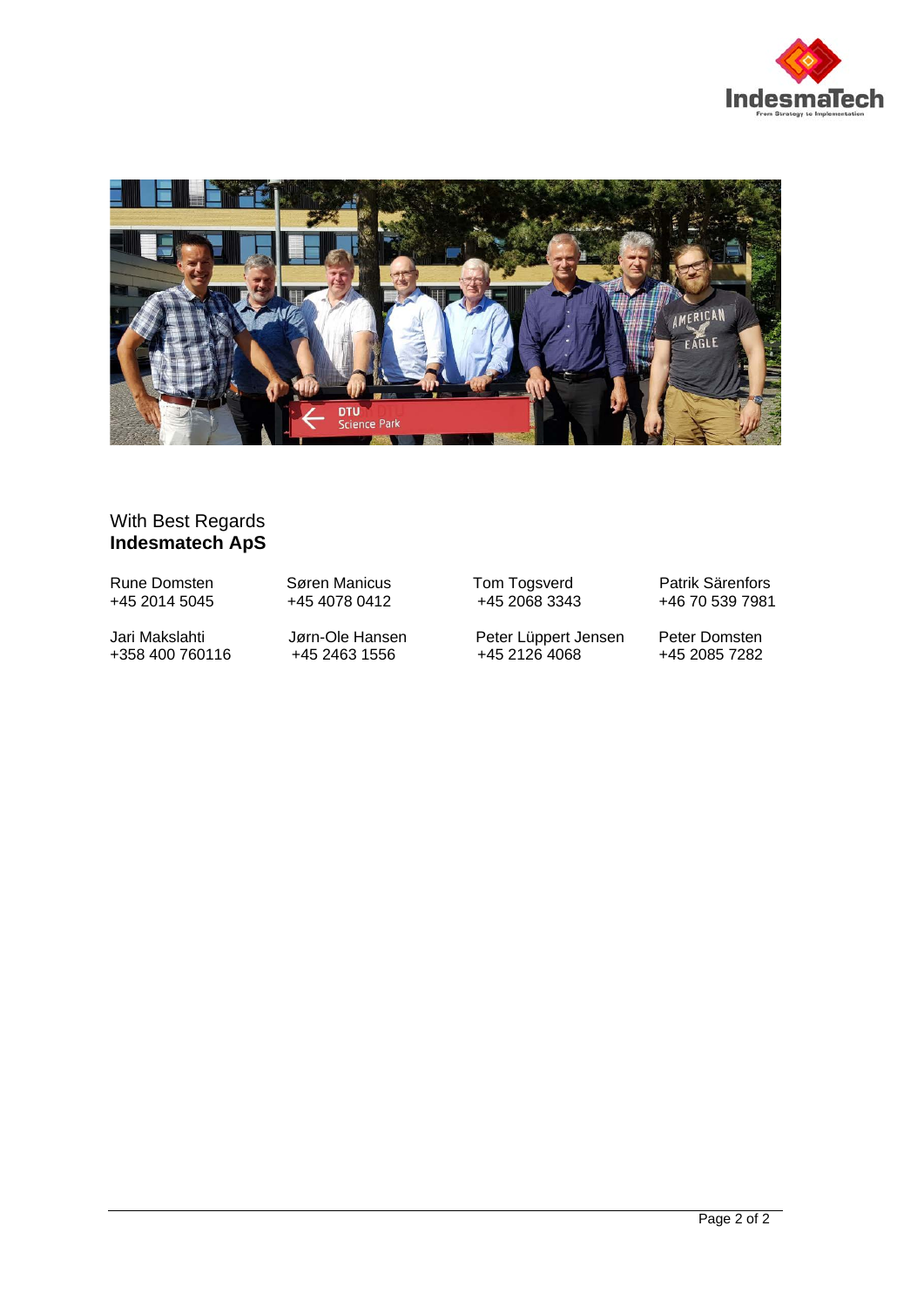With Best Regards
**Indesmatech ApS**

| | | | |
|---|---|---|---|
| Rune Domsten<br>+45 2014 5045 | Søren Manicus<br>+45 4078 0412 | Tom Togsverd<br>+45 2068 3343 | Patrik Särenfors<br>+46 70 539 7981 |
| Jari Makslahti<br>+358 400 760116 | Jørn-Ole Hansen<br>+45 2463 1556 | Peter Lüppert Jensen<br>+45 2126 4068 | Peter Domsten<br>+45 2085 7282 |